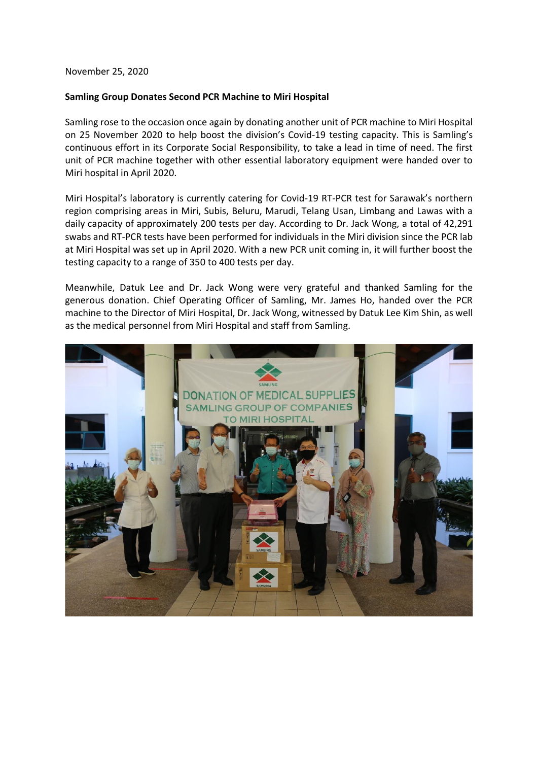November 25, 2020

**Samling Group Donates Second PCR Machine to Miri Hospital**

Samling rose to the occasion once again by donating another unit of PCR machine to Miri Hospital on 25 November 2020 to help boost the division's Covid-19 testing capacity. This is Samling's continuous effort in its Corporate Social Responsibility, to take a lead in time of need. The first unit of PCR machine together with other essential laboratory equipment were handed over to Miri hospital in April 2020.

Miri Hospital's laboratory is currently catering for Covid-19 RT-PCR test for Sarawak's northern region comprising areas in Miri, Subis, Beluru, Marudi, Telang Usan, Limbang and Lawas with a daily capacity of approximately 200 tests per day. According to Dr. Jack Wong, a total of 42,291 swabs and RT-PCR tests have been performed for individuals in the Miri division since the PCR lab at Miri Hospital was set up in April 2020. With a new PCR unit coming in, it will further boost the testing capacity to a range of 350 to 400 tests per day.

Meanwhile, Datuk Lee and Dr. Jack Wong were very grateful and thanked Samling for the generous donation. Chief Operating Officer of Samling, Mr. James Ho, handed over the PCR machine to the Director of Miri Hospital, Dr. Jack Wong, witnessed by Datuk Lee Kim Shin, as well as the medical personnel from Miri Hospital and staff from Samling.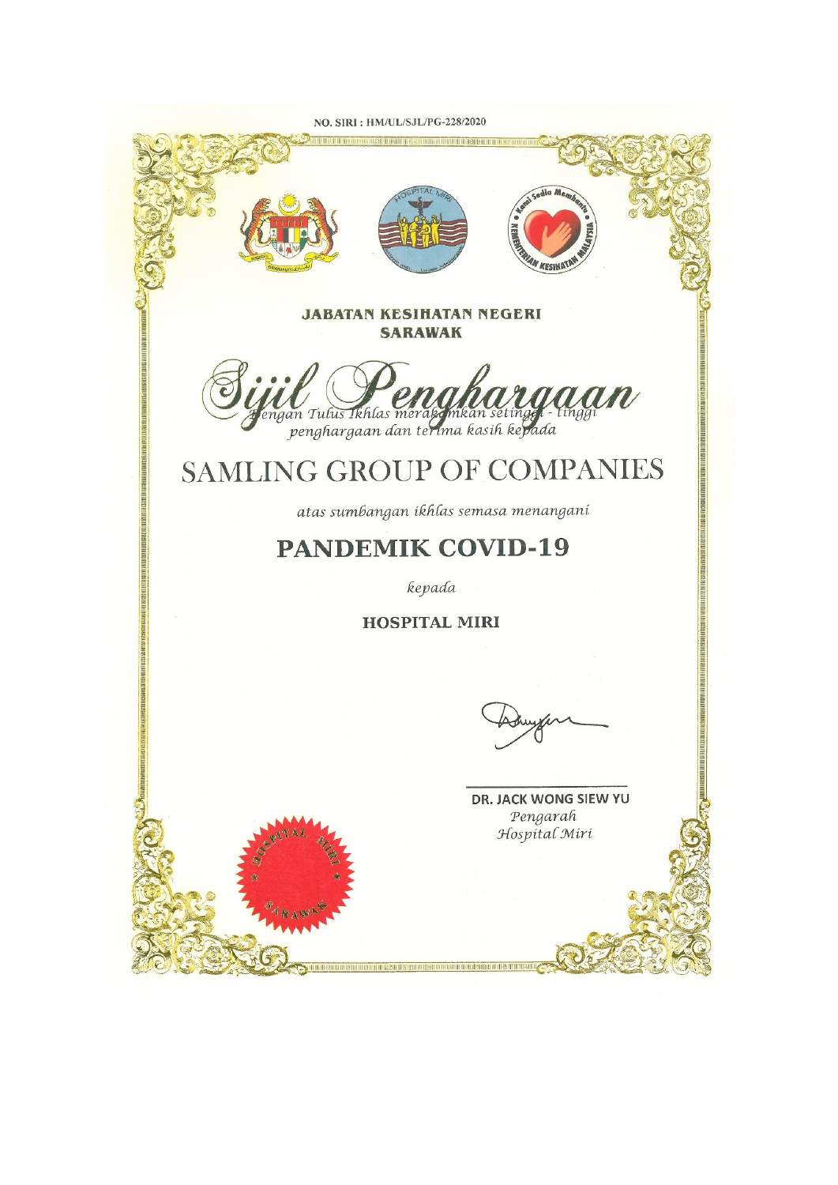NO. SIRI : HM/UL/SJL/PG-228/2020

**JABATAN KESIHATAN NEGERI SARAWAK**

# *Sijil Penghargaan*

*Dengan Tulus Ikhlas merakamkan setinggi - tinggi penghargaan dan terima kasih kepada*

## SAMLING GROUP OF COMPANIES

*atas sumbangan ikhlas semasa menangani*

## PANDEMIK COVID-19

*kepada*

**HOSPITAL MIRI**

**DR. JACK WONG SIEW YU**
*Pengarah*
*Hospital Miri*

HOSPITAL MIRI
SARAWAK